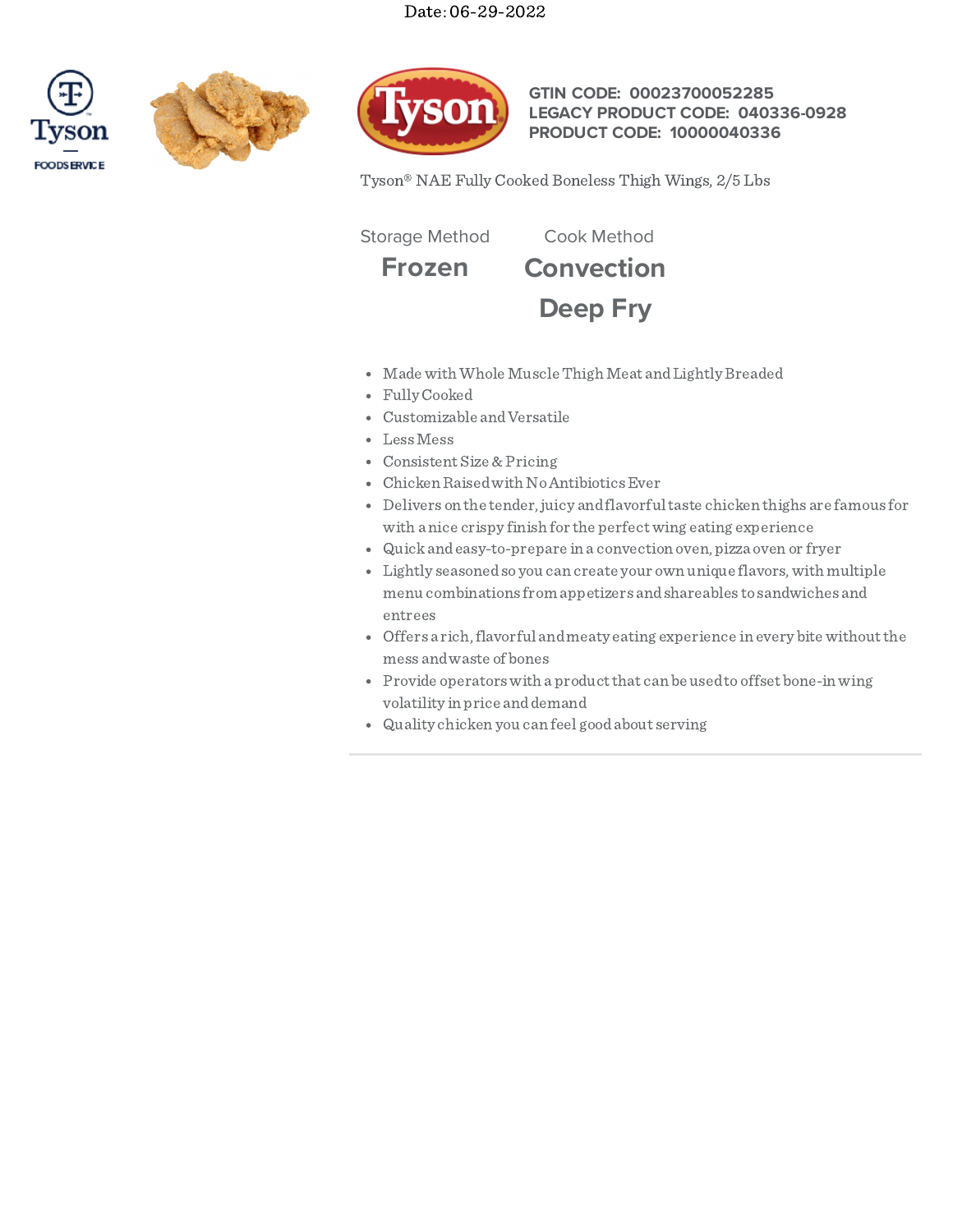Date: 06-29-2022

Tyson FOODSERVICE

**GTIN CODE: 00023700052285**
**LEGACY PRODUCT CODE: 040336-0928**
**PRODUCT CODE: 10000040336**

Tyson® NAE Fully Cooked Boneless Thigh Wings, 2/5 Lbs

| Storage Method | Cook Method |
| --- | --- |
| **Frozen** | **Convection** |
| | **Deep Fry** |

- Made with Whole Muscle Thigh Meat and Lightly Breaded
- Fully Cooked
- Customizable and Versatile
- Less Mess
- Consistent Size & Pricing
- Chicken Raised with No Antibiotics Ever
- Delivers on the tender, juicy and flavorful taste chicken thighs are famous for with a nice crispy finish for the perfect wing eating experience
- Quick and easy-to-prepare in a convection oven, pizza oven or fryer
- Lightly seasoned so you can create your own unique flavors, with multiple menu combinations from appetizers and shareables to sandwiches and entrees
- Offers a rich, flavorful and meaty eating experience in every bite without the mess and waste of bones
- Provide operators with a product that can be used to offset bone-in wing volatility in price and demand
- Quality chicken you can feel good about serving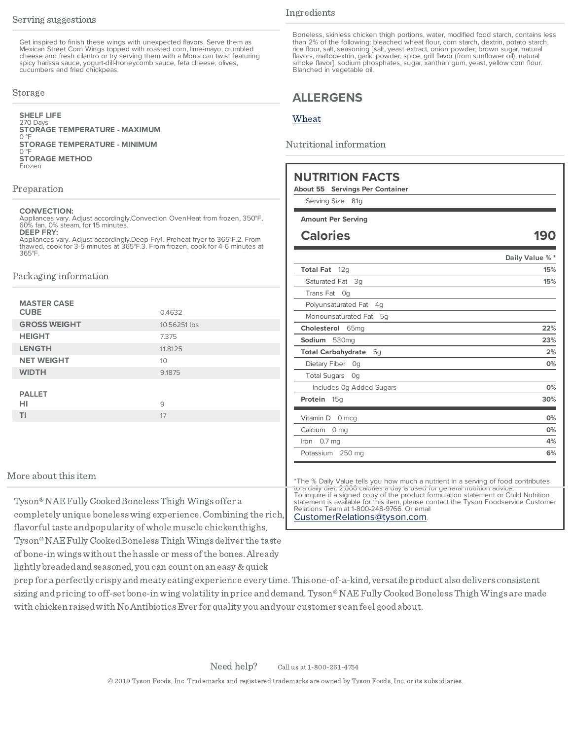## Serving suggestions

Get inspired to finish these wings with unexpected flavors. Serve them as Mexican Street Corn Wings topped with roasted corn, lime-mayo, crumbled cheese and fresh cilantro or try serving them with a Moroccan twist featuring spicy harissa sauce, yogurt-dill-honeycomb sauce, feta cheese, olives, cucumbers and fried chickpeas.

## Storage

**SHELF LIFE**
270 Days
**STORAGE TEMPERATURE - MAXIMUM**
0 °F
**STORAGE TEMPERATURE - MINIMUM**
0 °F
**STORAGE METHOD**
Frozen

## Preparation

**CONVECTION:**
Appliances vary. Adjust accordingly.Convection OvenHeat from frozen, 350°F, 60% fan, 0% steam, for 15 minutes.
**DEEP FRY:**
Appliances vary. Adjust accordingly.Deep Fry1. Preheat fryer to 365°F.2. From thawed, cook for 3-5 minutes at 365°F.3. From frozen, cook for 4-6 minutes at 365°F.

## Packaging information

| | |
|---|---|
| **MASTER CASE** | |
| **CUBE** | 0.4632 |
| **GROSS WEIGHT** | 10.56251 lbs |
| **HEIGHT** | 7.375 |
| **LENGTH** | 11.8125 |
| **NET WEIGHT** | 10 |
| **WIDTH** | 9.1875 |
| **PALLET** | |
| **HI** | 9 |
| **TI** | 17 |

## Ingredients

Boneless, skinless chicken thigh portions, water, modified food starch, contains less than 2% of the following: bleached wheat flour, corn starch, dextrin, potato starch, rice flour, salt, seasoning [salt, yeast extract, onion powder, brown sugar, natural flavors, maltodextrin, garlic powder, spice, grill flavor (from sunflower oil), natural smoke flavor], sodium phosphates, sugar, xanthan gum, yeast, yellow corn flour. Blanched in vegetable oil.

## ALLERGENS

Wheat

## Nutritional information

### NUTRITION FACTS

**About 55 Servings Per Container**
Serving Size 81g

**Amount Per Serving**

**Calories 190**

| | | Daily Value % * |
|---|---|---|
| **Total Fat** | 12g | 15% |
| Saturated Fat | 3g | 15% |
| Trans Fat | 0g | |
| Polyunsaturated Fat | 4g | |
| Monounsaturated Fat | 5g | |
| **Cholesterol** | 65mg | 22% |
| **Sodium** | 530mg | 23% |
| **Total Carbohydrate** | 5g | 2% |
| Dietary Fiber | 0g | 0% |
| Total Sugars | 0g | |
| Includes 0g Added Sugars | | 0% |
| **Protein** | 15g | 30% |
| Vitamin D | 0 mcg | 0% |
| Calcium | 0 mg | 0% |
| Iron | 0.7 mg | 4% |
| Potassium | 250 mg | 6% |

*The % Daily Value tells you how much a nutrient in a serving of food contributes to a daily diet. 2,000 calories a day is used for general nutrition advice.
To inquire if a signed copy of the product formulation statement or Child Nutrition statement is available for this item, please contact the Tyson Foodservice Customer Relations Team at 1-800-248-9766. Or email CustomerRelations@tyson.com.

## More about this item

Tyson® NAE Fully Cooked Boneless Thigh Wings offer a completely unique boneless wing experience. Combining the rich, flavorful taste and popularity of whole muscle chicken thighs, Tyson® NAE Fully Cooked Boneless Thigh Wings deliver the taste of bone-in wings without the hassle or mess of the bones. Already lightly breaded and seasoned, you can count on an easy & quick prep for a perfectly crispy and meaty eating experience every time. This one-of-a-kind, versatile product also delivers consistent sizing and pricing to off-set bone-in wing volatility in price and demand. Tyson® NAE Fully Cooked Boneless Thigh Wings are made with chicken raised with No Antibiotics Ever for quality you and your customers can feel good about.

Need help? Call us at 1-800-261-4754

© 2019 Tyson Foods, Inc. Trademarks and registered trademarks are owned by Tyson Foods, Inc. or its subsidiaries.